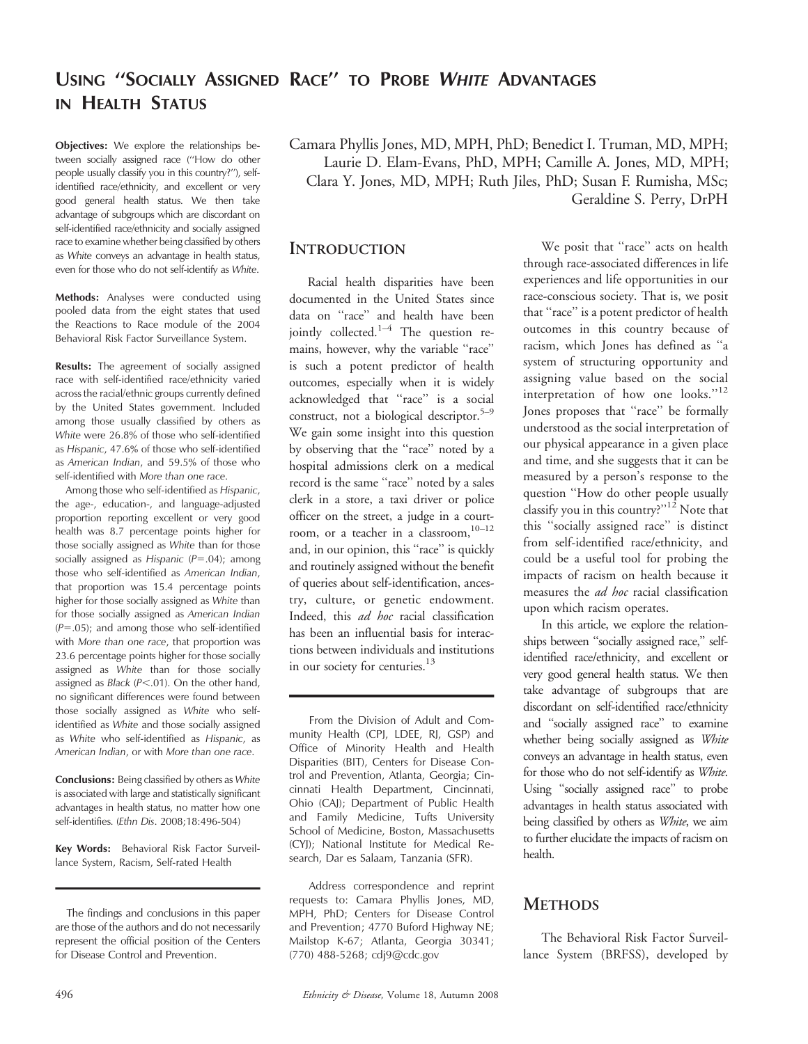# USING "SOCIALLY ASSIGNED RACE" TO PROBE *WHITE* ADVANTAGES IN HEALTH STATUS

Camara Phyllis Jones, MD, MPH, PhD; Benedict I. Truman, MD, MPH; Laurie D. Elam-Evans, PhD, MPH; Camille A. Jones, MD, MPH; Clara Y. Jones, MD, MPH; Ruth Jiles, PhD; Susan F. Rumisha, MSc; Geraldine S. Perry, DrPH

**Objectives:** We explore the relationships between socially assigned race ("How do other people usually classify you in this country?"), self-identified race/ethnicity, and excellent or very good general health status. We then take advantage of subgroups which are discordant on self-identified race/ethnicity and socially assigned race to examine whether being classified by others as *White* conveys an advantage in health status, even for those who do not self-identify as *White*.

**Methods:** Analyses were conducted using pooled data from the eight states that used the Reactions to Race module of the 2004 Behavioral Risk Factor Surveillance System.

**Results:** The agreement of socially assigned race with self-identified race/ethnicity varied across the racial/ethnic groups currently defined by the United States government. Included among those usually classified by others as *White* were 26.8% of those who self-identified as *Hispanic*, 47.6% of those who self-identified as *American Indian*, and 59.5% of those who self-identified with *More than one race*.

Among those who self-identified as *Hispanic*, the age-, education-, and language-adjusted proportion reporting excellent or very good health was 8.7 percentage points higher for those socially assigned as *White* than for those socially assigned as *Hispanic* ($P=.04$); among those who self-identified as *American Indian*, that proportion was 15.4 percentage points higher for those socially assigned as *White* than for those socially assigned as *American Indian* ($P=.05$); and among those who self-identified with *More than one race*, that proportion was 23.6 percentage points higher for those socially assigned as *White* than for those socially assigned as *Black* ($P<.01$). On the other hand, no significant differences were found between those socially assigned as *White* who self-identified as *White* and those socially assigned as *White* who self-identified as *Hispanic*, as *American Indian*, or with *More than one race*.

**Conclusions:** Being classified by others as *White* is associated with large and statistically significant advantages in health status, no matter how one self-identifies. (*Ethn Dis*. 2008;18:496-504)

**Key Words:** Behavioral Risk Factor Surveillance System, Racism, Self-rated Health

The findings and conclusions in this paper are those of the authors and do not necessarily represent the official position of the Centers for Disease Control and Prevention.

## INTRODUCTION

Racial health disparities have been documented in the United States since data on "race" and health have been jointly collected.[1–4] The question remains, however, why the variable "race" is such a potent predictor of health outcomes, especially when it is widely acknowledged that "race" is a social construct, not a biological descriptor.[5–9] We gain some insight into this question by observing that the "race" noted by a hospital admissions clerk on a medical record is the same "race" noted by a sales clerk in a store, a taxi driver or police officer on the street, a judge in a courtroom, or a teacher in a classroom,[10–12] and, in our opinion, this "race" is quickly and routinely assigned without the benefit of queries about self-identification, ancestry, culture, or genetic endowment. Indeed, this *ad hoc* racial classification has been an influential basis for interactions between individuals and institutions in our society for centuries.[13]

From the Division of Adult and Community Health (CPJ, LDEE, RJ, GSP) and Office of Minority Health and Health Disparities (BIT), Centers for Disease Control and Prevention, Atlanta, Georgia; Cincinnati Health Department, Cincinnati, Ohio (CAJ); Department of Public Health and Family Medicine, Tufts University School of Medicine, Boston, Massachusetts (CYJ); National Institute for Medical Research, Dar es Salaam, Tanzania (SFR).

Address correspondence and reprint requests to: Camara Phyllis Jones, MD, MPH, PhD; Centers for Disease Control and Prevention; 4770 Buford Highway NE; Mailstop K-67; Atlanta, Georgia 30341; (770) 488-5268; cdj9@cdc.gov

We posit that "race" acts on health through race-associated differences in life experiences and life opportunities in our race-conscious society. That is, we posit that "race" is a potent predictor of health outcomes in this country because of racism, which Jones has defined as "a system of structuring opportunity and assigning value based on the social interpretation of how one looks."[12] Jones proposes that "race" be formally understood as the social interpretation of our physical appearance in a given place and time, and she suggests that it can be measured by a person's response to the question "How do other people usually classify you in this country?"[12] Note that this "socially assigned race" is distinct from self-identified race/ethnicity, and could be a useful tool for probing the impacts of racism on health because it measures the *ad hoc* racial classification upon which racism operates.

In this article, we explore the relationships between "socially assigned race," self-identified race/ethnicity, and excellent or very good general health status. We then take advantage of subgroups that are discordant on self-identified race/ethnicity and "socially assigned race" to examine whether being socially assigned as *White* conveys an advantage in health status, even for those who do not self-identify as *White*. Using "socially assigned race" to probe advantages in health status associated with being classified by others as *White*, we aim to further elucidate the impacts of racism on health.

## METHODS

The Behavioral Risk Factor Surveillance System (BRFSS), developed by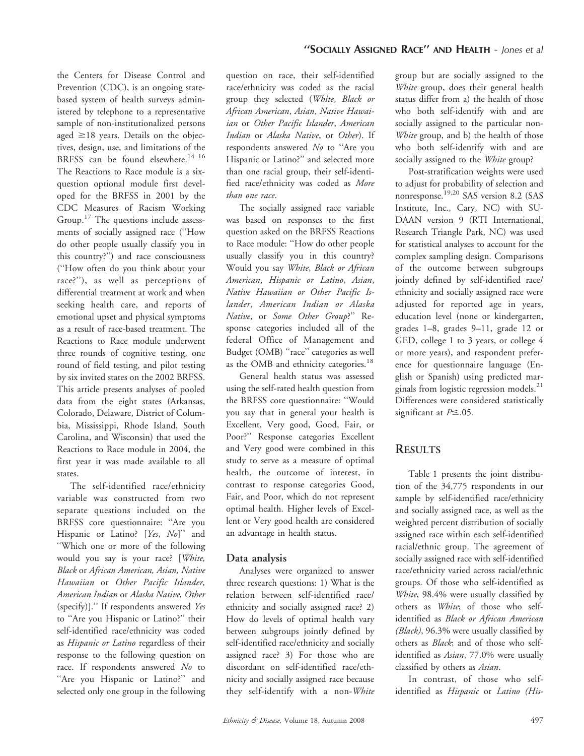the Centers for Disease Control and Prevention (CDC), is an ongoing state-based system of health surveys administered by telephone to a representative sample of non-institutionalized persons aged ≥18 years. Details on the objectives, design, use, and limitations of the BRFSS can be found elsewhere.[14–16] The Reactions to Race module is a six-question optional module first developed for the BRFSS in 2001 by the CDC Measures of Racism Working Group.[17] The questions include assessments of socially assigned race (''How do other people usually classify you in this country?'') and race consciousness (''How often do you think about your race?''), as well as perceptions of differential treatment at work and when seeking health care, and reports of emotional upset and physical symptoms as a result of race-based treatment. The Reactions to Race module underwent three rounds of cognitive testing, one round of field testing, and pilot testing by six invited states on the 2002 BRFSS. This article presents analyses of pooled data from the eight states (Arkansas, Colorado, Delaware, District of Columbia, Mississippi, Rhode Island, South Carolina, and Wisconsin) that used the Reactions to Race module in 2004, the first year it was made available to all states.

The self-identified race/ethnicity variable was constructed from two separate questions included on the BRFSS core questionnaire: ''Are you Hispanic or Latino? [*Yes*, *No*]'' and ''Which one or more of the following would you say is your race? [*White*, *Black* or *African American*, *Asian*, *Native Hawaiian* or *Other Pacific Islander*, *American Indian* or *Alaska Native*, *Other* (specify)].'' If respondents answered *Yes* to ''Are you Hispanic or Latino?'' their self-identified race/ethnicity was coded as *Hispanic or Latino* regardless of their response to the following question on race. If respondents answered *No* to ''Are you Hispanic or Latino?'' and selected only one group in the following question on race, their self-identified race/ethnicity was coded as the racial group they selected (*White*, *Black or African American*, *Asian*, *Native Hawaiian* or *Other Pacific Islander*, *American Indian* or *Alaska Native*, or *Other*). If respondents answered *No* to ''Are you Hispanic or Latino?'' and selected more than one racial group, their self-identified race/ethnicity was coded as *More than one race*.

The socially assigned race variable was based on responses to the first question asked on the BRFSS Reactions to Race module: ''How do other people usually classify you in this country? Would you say *White*, *Black or African American*, *Hispanic or Latino*, *Asian*, *Native Hawaiian or Other Pacific Islander*, *American Indian or Alaska Native*, or *Some Other Group*?'' Response categories included all of the federal Office of Management and Budget (OMB) ''race'' categories as well as the OMB and ethnicity categories.[18]

General health status was assessed using the self-rated health question from the BRFSS core questionnaire: ''Would you say that in general your health is Excellent, Very good, Good, Fair, or Poor?'' Response categories Excellent and Very good were combined in this study to serve as a measure of optimal health, the outcome of interest, in contrast to response categories Good, Fair, and Poor, which do not represent optimal health. Higher levels of Excellent or Very good health are considered an advantage in health status.

### Data analysis

Analyses were organized to answer three research questions: 1) What is the relation between self-identified race/ethnicity and socially assigned race? 2) How do levels of optimal health vary between subgroups jointly defined by self-identified race/ethnicity and socially assigned race? 3) For those who are discordant on self-identified race/ethnicity and socially assigned race because they self-identify with a non-*White* group but are socially assigned to the *White* group, does their general health status differ from a) the health of those who both self-identify with and are socially assigned to the particular non-*White* group, and b) the health of those who both self-identify with and are socially assigned to the *White* group?

Post-stratification weights were used to adjust for probability of selection and nonresponse.[19,20] SAS version 8.2 (SAS Institute, Inc., Cary, NC) with SUDAAN version 9 (RTI International, Research Triangle Park, NC) was used for statistical analyses to account for the complex sampling design. Comparisons of the outcome between subgroups jointly defined by self-identified race/ethnicity and socially assigned race were adjusted for reported age in years, education level (none or kindergarten, grades 1–8, grades 9–11, grade 12 or GED, college 1 to 3 years, or college 4 or more years), and respondent preference for questionnaire language (English or Spanish) using predicted marginals from logistic regression models.[21] Differences were considered statistically significant at $P \leq .05$.

## Results

Table 1 presents the joint distribution of the 34,775 respondents in our sample by self-identified race/ethnicity and socially assigned race, as well as the weighted percent distribution of socially assigned race within each self-identified racial/ethnic group. The agreement of socially assigned race with self-identified race/ethnicity varied across racial/ethnic groups. Of those who self-identified as *White*, 98.4% were usually classified by others as *White*; of those who self-identified as *Black or African American (Black)*, 96.3% were usually classified by others as *Black*; and of those who self-identified as *Asian*, 77.0% were usually classified by others as *Asian*.

In contrast, of those who self-identified as *Hispanic* or *Latino (His-*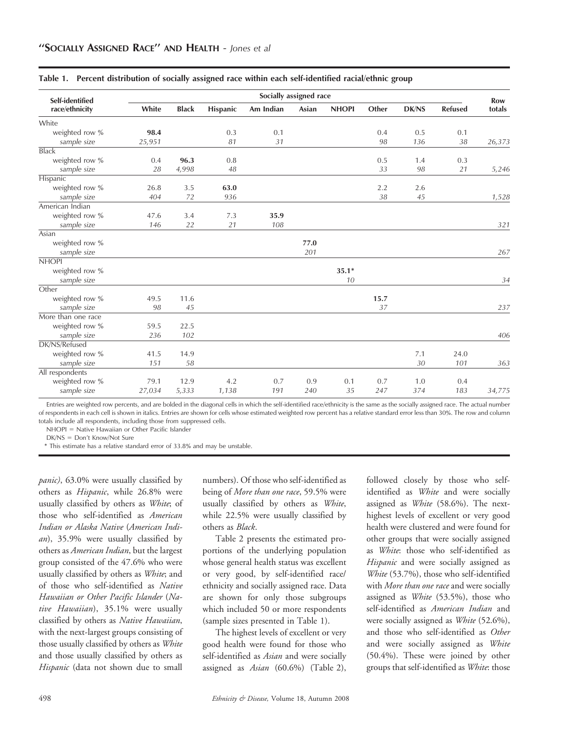**Table 1. Percent distribution of socially assigned race within each self-identified racial/ethnic group**

| Self-identified race/ethnicity | Socially assigned race | | | | | | | | | Row totals |
|---|---|---|---|---|---|---|---|---|---|---|
| | White | Black | Hispanic | Am Indian | Asian | NHOPI | Other | DK/NS | Refused | |
| White | | | | | | | | | | |
| weighted row % | **98.4** | | 0.3 | 0.1 | | | 0.4 | 0.5 | 0.1 | |
| *sample size* | *25,951* | | *81* | *31* | | | *98* | *136* | *38* | *26,373* |
| Black | | | | | | | | | | |
| weighted row % | 0.4 | **96.3** | 0.8 | | | | 0.5 | 1.4 | 0.3 | |
| *sample size* | *28* | *4,998* | *48* | | | | *33* | *98* | *21* | *5,246* |
| Hispanic | | | | | | | | | | |
| weighted row % | 26.8 | 3.5 | **63.0** | | | | 2.2 | 2.6 | | |
| *sample size* | *404* | *72* | *936* | | | | *38* | *45* | | *1,528* |
| American Indian | | | | | | | | | | |
| weighted row % | 47.6 | 3.4 | 7.3 | **35.9** | | | | | | |
| *sample size* | *146* | *22* | *21* | *108* | | | | | | *321* |
| Asian | | | | | | | | | | |
| weighted row % | | | | | **77.0** | | | | | |
| *sample size* | | | | | *201* | | | | | *267* |
| NHOPI | | | | | | | | | | |
| weighted row % | | | | | | **35.1*** | | | | |
| *sample size* | | | | | | *10* | | | | *34* |
| Other | | | | | | | | | | |
| weighted row % | 49.5 | 11.6 | | | | | **15.7** | | | |
| *sample size* | *98* | *45* | | | | | *37* | | | *237* |
| More than one race | | | | | | | | | | |
| weighted row % | 59.5 | 22.5 | | | | | | | | |
| *sample size* | *236* | *102* | | | | | | | | *406* |
| DK/NS/Refused | | | | | | | | | | |
| weighted row % | 41.5 | 14.9 | | | | | | 7.1 | 24.0 | |
| *sample size* | *151* | *58* | | | | | | *30* | *101* | *363* |
| All respondents | | | | | | | | | | |
| weighted row % | 79.1 | 12.9 | 4.2 | 0.7 | 0.9 | 0.1 | 0.7 | 1.0 | 0.4 | |
| *sample size* | *27,034* | *5,333* | *1,138* | *191* | *240* | *35* | *247* | *374* | *183* | *34,775* |

Entries are weighted row percents, and are bolded in the diagonal cells in which the self-identified race/ethnicity is the same as the socially assigned race. The actual number of respondents in each cell is shown in italics. Entries are shown for cells whose estimated weighted row percent has a relative standard error less than 30%. The row and column totals include all respondents, including those from suppressed cells.

NHOPI = Native Hawaiian or Other Pacific Islander

DK/NS = Don't Know/Not Sure

\* This estimate has a relative standard error of 33.8% and may be unstable.

*panic)*, 63.0% were usually classified by others as *Hispanic*, while 26.8% were usually classified by others as *White*; of those who self-identified as *American Indian or Alaska Native* (*American Indian*), 35.9% were usually classified by others as *American Indian*, but the largest group consisted of the 47.6% who were usually classified by others as *White*; and of those who self-identified as *Native Hawaiian or Other Pacific Islander* (*Native Hawaiian*), 35.1% were usually classified by others as *Native Hawaiian*, with the next-largest groups consisting of those usually classified by others as *White* and those usually classified by others as *Hispanic* (data not shown due to small numbers). Of those who self-identified as being of *More than one race*, 59.5% were usually classified by others as *White*, while 22.5% were usually classified by others as *Black*.

Table 2 presents the estimated proportions of the underlying population whose general health status was excellent or very good, by self-identified race/ethnicity and socially assigned race. Data are shown for only those subgroups which included 50 or more respondents (sample sizes presented in Table 1).

The highest levels of excellent or very good health were found for those who self-identified as *Asian* and were socially assigned as *Asian* (60.6%) (Table 2), followed closely by those who self-identified as *White* and were socially assigned as *White* (58.6%). The next-highest levels of excellent or very good health were clustered and were found for other groups that were socially assigned as *White*: those who self-identified as *Hispanic* and were socially assigned as *White* (53.7%), those who self-identified with *More than one race* and were socially assigned as *White* (53.5%), those who self-identified as *American Indian* and were socially assigned as *White* (52.6%), and those who self-identified as *Other* and were socially assigned as *White* (50.4%). These were joined by other groups that self-identified as *White*: those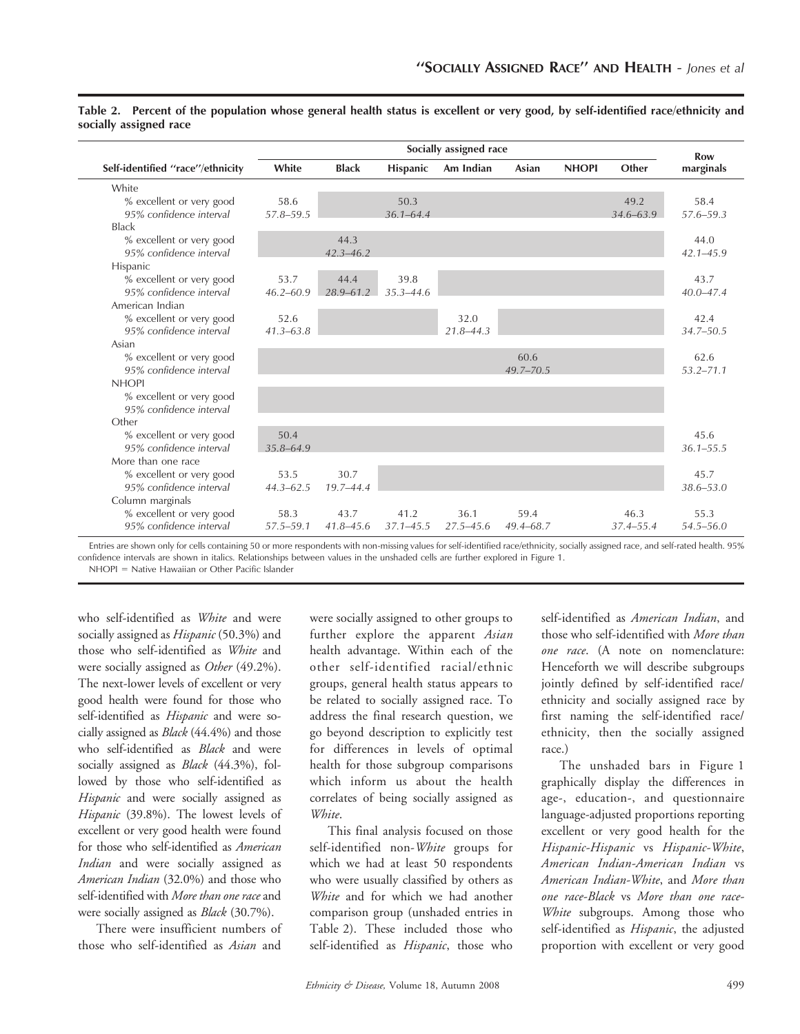**Table 2. Percent of the population whose general health status is excellent or very good, by self-identified race/ethnicity and socially assigned race**

| Self-identified "race"/ethnicity | Socially assigned race | | | | | | | Row marginals |
|---|---|---|---|---|---|---|---|---|
| | White | Black | Hispanic | Am Indian | Asian | NHOPI | Other | |
| White | | | | | | | | |
| % excellent or very good | 58.6 | | 50.3 | | | | 49.2 | 58.4 |
| 95% confidence interval | *57.8–59.5* | | *36.1–64.4* | | | | *34.6–63.9* | *57.6–59.3* |
| Black | | | | | | | | |
| % excellent or very good | | 44.3 | | | | | | 44.0 |
| 95% confidence interval | | *42.3–46.2* | | | | | | *42.1–45.9* |
| Hispanic | | | | | | | | |
| % excellent or very good | 53.7 | 44.4 | 39.8 | | | | | 43.7 |
| 95% confidence interval | *46.2–60.9* | *28.9–61.2* | *35.3–44.6* | | | | | *40.0–47.4* |
| American Indian | | | | | | | | |
| % excellent or very good | 52.6 | | | 32.0 | | | | 42.4 |
| 95% confidence interval | *41.3–63.8* | | | *21.8–44.3* | | | | *34.7–50.5* |
| Asian | | | | | | | | |
| % excellent or very good | | | | | 60.6 | | | 62.6 |
| 95% confidence interval | | | | | *49.7–70.5* | | | *53.2–71.1* |
| NHOPI | | | | | | | | |
| % excellent or very good | | | | | | | | |
| 95% confidence interval | | | | | | | | |
| Other | | | | | | | | |
| % excellent or very good | 50.4 | | | | | | | 45.6 |
| 95% confidence interval | *35.8–64.9* | | | | | | | *36.1–55.5* |
| More than one race | | | | | | | | |
| % excellent or very good | 53.5 | 30.7 | | | | | | 45.7 |
| 95% confidence interval | *44.3–62.5* | *19.7–44.4* | | | | | | *38.6–53.0* |
| Column marginals | | | | | | | | |
| % excellent or very good | 58.3 | 43.7 | 41.2 | 36.1 | 59.4 | | 46.3 | 55.3 |
| 95% confidence interval | *57.5–59.1* | *41.8–45.6* | *37.1–45.5* | *27.5–45.6* | *49.4–68.7* | | *37.4–55.4* | *54.5–56.0* |

Entries are shown only for cells containing 50 or more respondents with non-missing values for self-identified race/ethnicity, socially assigned race, and self-rated health. 95% confidence intervals are shown in italics. Relationships between values in the unshaded cells are further explored in Figure 1.

NHOPI = Native Hawaiian or Other Pacific Islander

who self-identified as *White* and were socially assigned as *Hispanic* (50.3%) and those who self-identified as *White* and were socially assigned as *Other* (49.2%). The next-lower levels of excellent or very good health were found for those who self-identified as *Hispanic* and were socially assigned as *Black* (44.4%) and those who self-identified as *Black* and were socially assigned as *Black* (44.3%), followed by those who self-identified as *Hispanic* and were socially assigned as *Hispanic* (39.8%). The lowest levels of excellent or very good health were found for those who self-identified as *American Indian* and were socially assigned as *American Indian* (32.0%) and those who self-identified with *More than one race* and were socially assigned as *Black* (30.7%).

There were insufficient numbers of those who self-identified as *Asian* and were socially assigned to other groups to further explore the apparent *Asian* health advantage. Within each of the other self-identified racial/ethnic groups, general health status appears to be related to socially assigned race. To address the final research question, we go beyond description to explicitly test for differences in levels of optimal health for those subgroup comparisons which inform us about the health correlates of being socially assigned as *White*.

This final analysis focused on those self-identified non-*White* groups for which we had at least 50 respondents who were usually classified by others as *White* and for which we had another comparison group (unshaded entries in Table 2). These included those who self-identified as *Hispanic*, those who self-identified as *American Indian*, and those who self-identified with *More than one race*. (A note on nomenclature: Henceforth we will describe subgroups jointly defined by self-identified race/ethnicity and socially assigned race by first naming the self-identified race/ethnicity, then the socially assigned race.)

The unshaded bars in Figure 1 graphically display the differences in age-, education-, and questionnaire language-adjusted proportions reporting excellent or very good health for the *Hispanic-Hispanic* vs *Hispanic-White*, *American Indian-American Indian* vs *American Indian-White*, and *More than one race-Black* vs *More than one race-White* subgroups. Among those who self-identified as *Hispanic*, the adjusted proportion with excellent or very good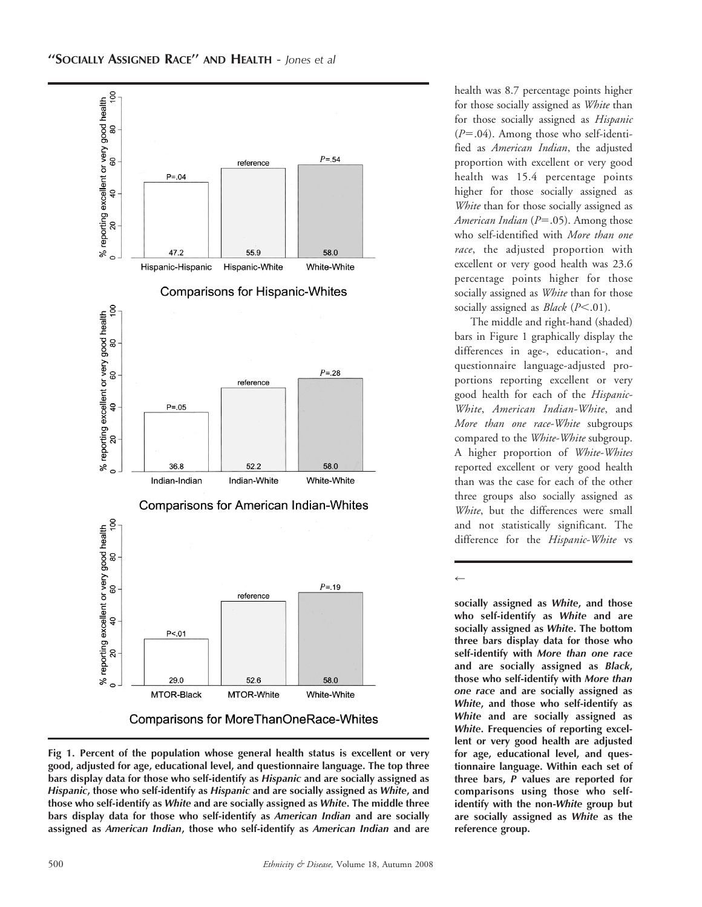Comparisons for Hispanic-Whites

| | Hispanic-Hispanic | Hispanic-White | White-White |
|---|---|---|---|
| % reporting excellent or very good health | 47.2 | 55.9 | 58.0 |
| P | P=.04 | reference | P=.54 |

Comparisons for American Indian-Whites

| | Indian-Indian | Indian-White | White-White |
|---|---|---|---|
| % reporting excellent or very good health | 36.8 | 52.2 | 58.0 |
| P | P=.05 | reference | P=.28 |

Comparisons for MoreThanOneRace-Whites

| | MTOR-Black | MTOR-White | White-White |
|---|---|---|---|
| % reporting excellent or very good health | 29.0 | 52.6 | 58.0 |
| P | P<.01 | reference | P=.19 |

**Fig 1. Percent of the population whose general health status is excellent or very good, adjusted for age, educational level, and questionnaire language. The top three bars display data for those who self-identify as *Hispanic* and are socially assigned as *Hispanic*, those who self-identify as *Hispanic* and are socially assigned as *White*, and those who self-identify as *White* and are socially assigned as *White*. The middle three bars display data for those who self-identify as *American Indian* and are socially assigned as *American Indian*, those who self-identify as *American Indian* and are socially assigned as *White*, and those who self-identify as *White* and are socially assigned as *White*. The bottom three bars display data for those who self-identify with *More than one race* and are socially assigned as *Black*, those who self-identify with *More than one race* and are socially assigned as *White*, and those who self-identify as *White* and are socially assigned as *White*. Frequencies of reporting excellent or very good health are adjusted for age, educational level, and questionnaire language. Within each set of three bars, *P* values are reported for comparisons using those who self-identify with the non-*White* group but are socially assigned as *White* as the reference group.**

health was 8.7 percentage points higher for those socially assigned as *White* than for those socially assigned as *Hispanic* ($P=.04$). Among those who self-identified as *American Indian*, the adjusted proportion with excellent or very good health was 15.4 percentage points higher for those socially assigned as *White* than for those socially assigned as *American Indian* ($P=.05$). Among those who self-identified with *More than one race*, the adjusted proportion with excellent or very good health was 23.6 percentage points higher for those socially assigned as *White* than for those socially assigned as *Black* ($P<.01$).

The middle and right-hand (shaded) bars in Figure 1 graphically display the differences in age-, education-, and questionnaire language-adjusted proportions reporting excellent or very good health for each of the *Hispanic-White*, *American Indian-White*, and *More than one race-White* subgroups compared to the *White-White* subgroup. A higher proportion of *White-Whites* reported excellent or very good health than was the case for each of the other three groups also socially assigned as *White*, but the differences were small and not statistically significant. The difference for the *Hispanic-White* vs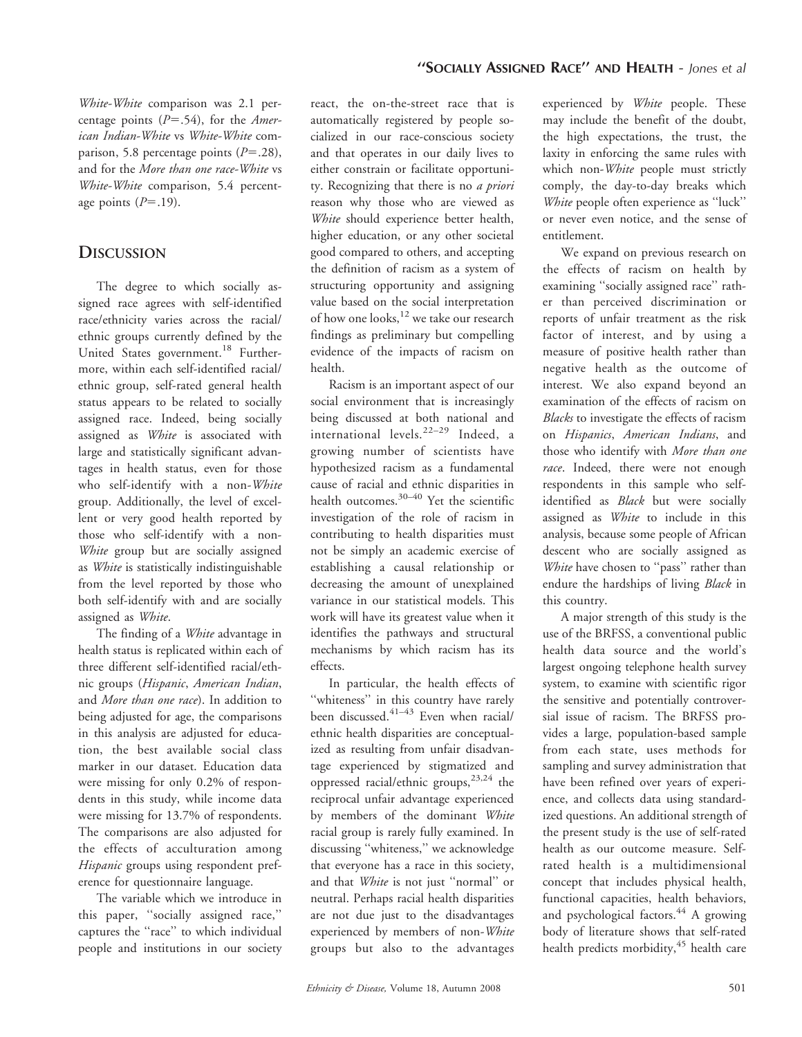*White-White* comparison was 2.1 percentage points ($P$=.54), for the *American Indian-White* vs *White-White* comparison, 5.8 percentage points ($P$=.28), and for the *More than one race-White* vs *White-White* comparison, 5.4 percentage points ($P$=.19).

## DISCUSSION

The degree to which socially assigned race agrees with self-identified race/ethnicity varies across the racial/ethnic groups currently defined by the United States government.[18] Furthermore, within each self-identified racial/ethnic group, self-rated general health status appears to be related to socially assigned race. Indeed, being socially assigned as *White* is associated with large and statistically significant advantages in health status, even for those who self-identify with a non-*White* group. Additionally, the level of excellent or very good health reported by those who self-identify with a non-*White* group but are socially assigned as *White* is statistically indistinguishable from the level reported by those who both self-identify with and are socially assigned as *White*.

The finding of a *White* advantage in health status is replicated within each of three different self-identified racial/ethnic groups (*Hispanic*, *American Indian*, and *More than one race*). In addition to being adjusted for age, the comparisons in this analysis are adjusted for education, the best available social class marker in our dataset. Education data were missing for only 0.2% of respondents in this study, while income data were missing for 13.7% of respondents. The comparisons are also adjusted for the effects of acculturation among *Hispanic* groups using respondent preference for questionnaire language.

The variable which we introduce in this paper, "socially assigned race," captures the "race" to which individual people and institutions in our society react, the on-the-street race that is automatically registered by people socialized in our race-conscious society and that operates in our daily lives to either constrain or facilitate opportunity. Recognizing that there is no *a priori* reason why those who are viewed as *White* should experience better health, higher education, or any other societal good compared to others, and accepting the definition of racism as a system of structuring opportunity and assigning value based on the social interpretation of how one looks,[12] we take our research findings as preliminary but compelling evidence of the impacts of racism on health.

Racism is an important aspect of our social environment that is increasingly being discussed at both national and international levels.[22–29] Indeed, a growing number of scientists have hypothesized racism as a fundamental cause of racial and ethnic disparities in health outcomes.[30–40] Yet the scientific investigation of the role of racism in contributing to health disparities must not be simply an academic exercise of establishing a causal relationship or decreasing the amount of unexplained variance in our statistical models. This work will have its greatest value when it identifies the pathways and structural mechanisms by which racism has its effects.

In particular, the health effects of "whiteness" in this country have rarely been discussed.[41–43] Even when racial/ethnic health disparities are conceptualized as resulting from unfair disadvantage experienced by stigmatized and oppressed racial/ethnic groups,[23,24] the reciprocal unfair advantage experienced by members of the dominant *White* racial group is rarely fully examined. In discussing "whiteness," we acknowledge that everyone has a race in this society, and that *White* is not just "normal" or neutral. Perhaps racial health disparities are not due just to the disadvantages experienced by members of non-*White* groups but also to the advantages experienced by *White* people. These may include the benefit of the doubt, the high expectations, the trust, the laxity in enforcing the same rules with which non-*White* people must strictly comply, the day-to-day breaks which *White* people often experience as "luck" or never even notice, and the sense of entitlement.

We expand on previous research on the effects of racism on health by examining "socially assigned race" rather than perceived discrimination or reports of unfair treatment as the risk factor of interest, and by using a measure of positive health rather than negative health as the outcome of interest. We also expand beyond an examination of the effects of racism on *Blacks* to investigate the effects of racism on *Hispanics*, *American Indians*, and those who identify with *More than one race*. Indeed, there were not enough respondents in this sample who self-identified as *Black* but were socially assigned as *White* to include in this analysis, because some people of African descent who are socially assigned as *White* have chosen to "pass" rather than endure the hardships of living *Black* in this country.

A major strength of this study is the use of the BRFSS, a conventional public health data source and the world's largest ongoing telephone health survey system, to examine with scientific rigor the sensitive and potentially controversial issue of racism. The BRFSS provides a large, population-based sample from each state, uses methods for sampling and survey administration that have been refined over years of experience, and collects data using standardized questions. An additional strength of the present study is the use of self-rated health as our outcome measure. Self-rated health is a multidimensional concept that includes physical health, functional capacities, health behaviors, and psychological factors.[44] A growing body of literature shows that self-rated health predicts morbidity,[45] health care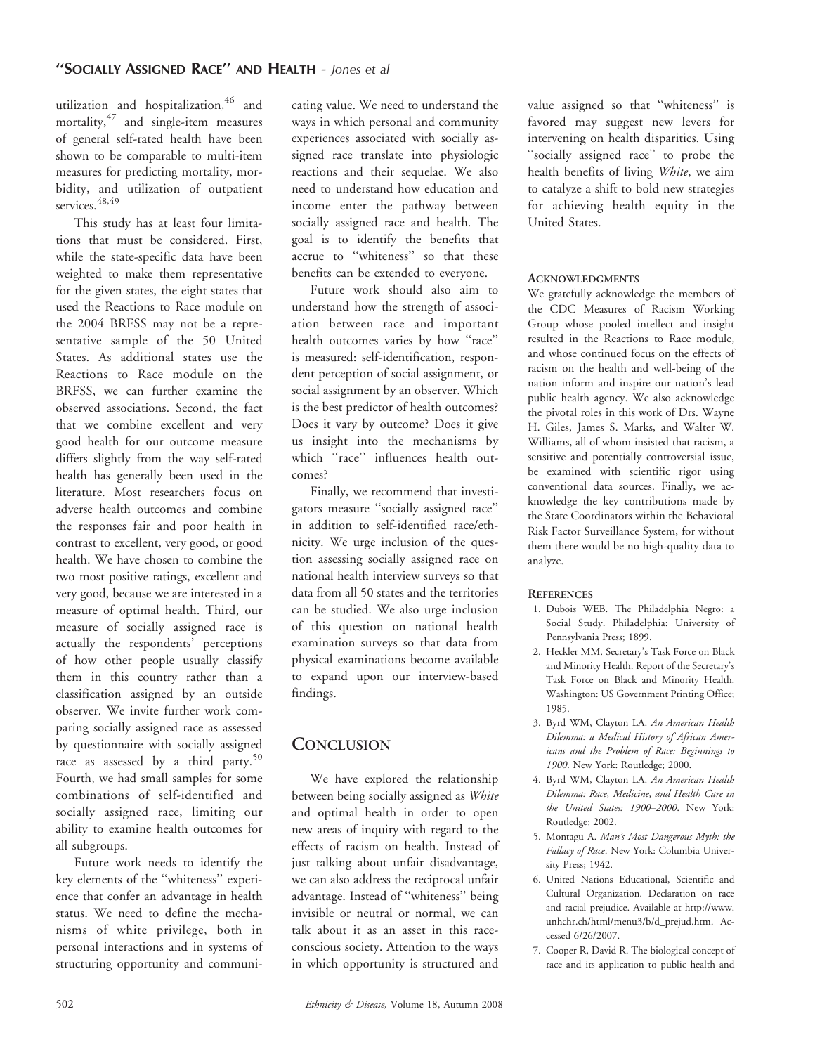utilization and hospitalization,[46] and mortality,[47] and single-item measures of general self-rated health have been shown to be comparable to multi-item measures for predicting mortality, morbidity, and utilization of outpatient services.[48,49]

This study has at least four limitations that must be considered. First, while the state-specific data have been weighted to make them representative for the given states, the eight states that used the Reactions to Race module on the 2004 BRFSS may not be a representative sample of the 50 United States. As additional states use the Reactions to Race module on the BRFSS, we can further examine the observed associations. Second, the fact that we combine excellent and very good health for our outcome measure differs slightly from the way self-rated health has generally been used in the literature. Most researchers focus on adverse health outcomes and combine the responses fair and poor health in contrast to excellent, very good, or good health. We have chosen to combine the two most positive ratings, excellent and very good, because we are interested in a measure of optimal health. Third, our measure of socially assigned race is actually the respondents' perceptions of how other people usually classify them in this country rather than a classification assigned by an outside observer. We invite further work comparing socially assigned race as assessed by questionnaire with socially assigned race as assessed by a third party.[50] Fourth, we had small samples for some combinations of self-identified and socially assigned race, limiting our ability to examine health outcomes for all subgroups.

Future work needs to identify the key elements of the "whiteness" experience that confer an advantage in health status. We need to define the mechanisms of white privilege, both in personal interactions and in systems of structuring opportunity and communicating value. We need to understand the ways in which personal and community experiences associated with socially assigned race translate into physiologic reactions and their sequelae. We also need to understand how education and income enter the pathway between socially assigned race and health. The goal is to identify the benefits that accrue to "whiteness" so that these benefits can be extended to everyone.

Future work should also aim to understand how the strength of association between race and important health outcomes varies by how "race" is measured: self-identification, respondent perception of social assignment, or social assignment by an observer. Which is the best predictor of health outcomes? Does it vary by outcome? Does it give us insight into the mechanisms by which "race" influences health outcomes?

Finally, we recommend that investigators measure "socially assigned race" in addition to self-identified race/ethnicity. We urge inclusion of the question assessing socially assigned race on national health interview surveys so that data from all 50 states and the territories can be studied. We also urge inclusion of this question on national health examination surveys so that data from physical examinations become available to expand upon our interview-based findings.

## Conclusion

We have explored the relationship between being socially assigned as *White* and optimal health in order to open new areas of inquiry with regard to the effects of racism on health. Instead of just talking about unfair disadvantage, we can also address the reciprocal unfair advantage. Instead of "whiteness" being invisible or neutral or normal, we can talk about it as an asset in this race-conscious society. Attention to the ways in which opportunity is structured and value assigned so that "whiteness" is favored may suggest new levers for intervening on health disparities. Using "socially assigned race" to probe the health benefits of living *White*, we aim to catalyze a shift to bold new strategies for achieving health equity in the United States.

### Acknowledgments

We gratefully acknowledge the members of the CDC Measures of Racism Working Group whose pooled intellect and insight resulted in the Reactions to Race module, and whose continued focus on the effects of racism on the health and well-being of the nation inform and inspire our nation's lead public health agency. We also acknowledge the pivotal roles in this work of Drs. Wayne H. Giles, James S. Marks, and Walter W. Williams, all of whom insisted that racism, a sensitive and potentially controversial issue, be examined with scientific rigor using conventional data sources. Finally, we acknowledge the key contributions made by the State Coordinators within the Behavioral Risk Factor Surveillance System, for without them there would be no high-quality data to analyze.

### References

1. Dubois WEB. The Philadelphia Negro: a Social Study. Philadelphia: University of Pennsylvania Press; 1899.
2. Heckler MM. Secretary's Task Force on Black and Minority Health. Report of the Secretary's Task Force on Black and Minority Health. Washington: US Government Printing Office; 1985.
3. Byrd WM, Clayton LA. *An American Health Dilemma: a Medical History of African Americans and the Problem of Race: Beginnings to 1900*. New York: Routledge; 2000.
4. Byrd WM, Clayton LA. *An American Health Dilemma: Race, Medicine, and Health Care in the United States: 1900–2000*. New York: Routledge; 2002.
5. Montagu A. *Man's Most Dangerous Myth: the Fallacy of Race*. New York: Columbia University Press; 1942.
6. United Nations Educational, Scientific and Cultural Organization. Declaration on race and racial prejudice. Available at http://www.unhchr.ch/html/menu3/b/d_prejud.htm. Accessed 6/26/2007.
7. Cooper R, David R. The biological concept of race and its application to public health and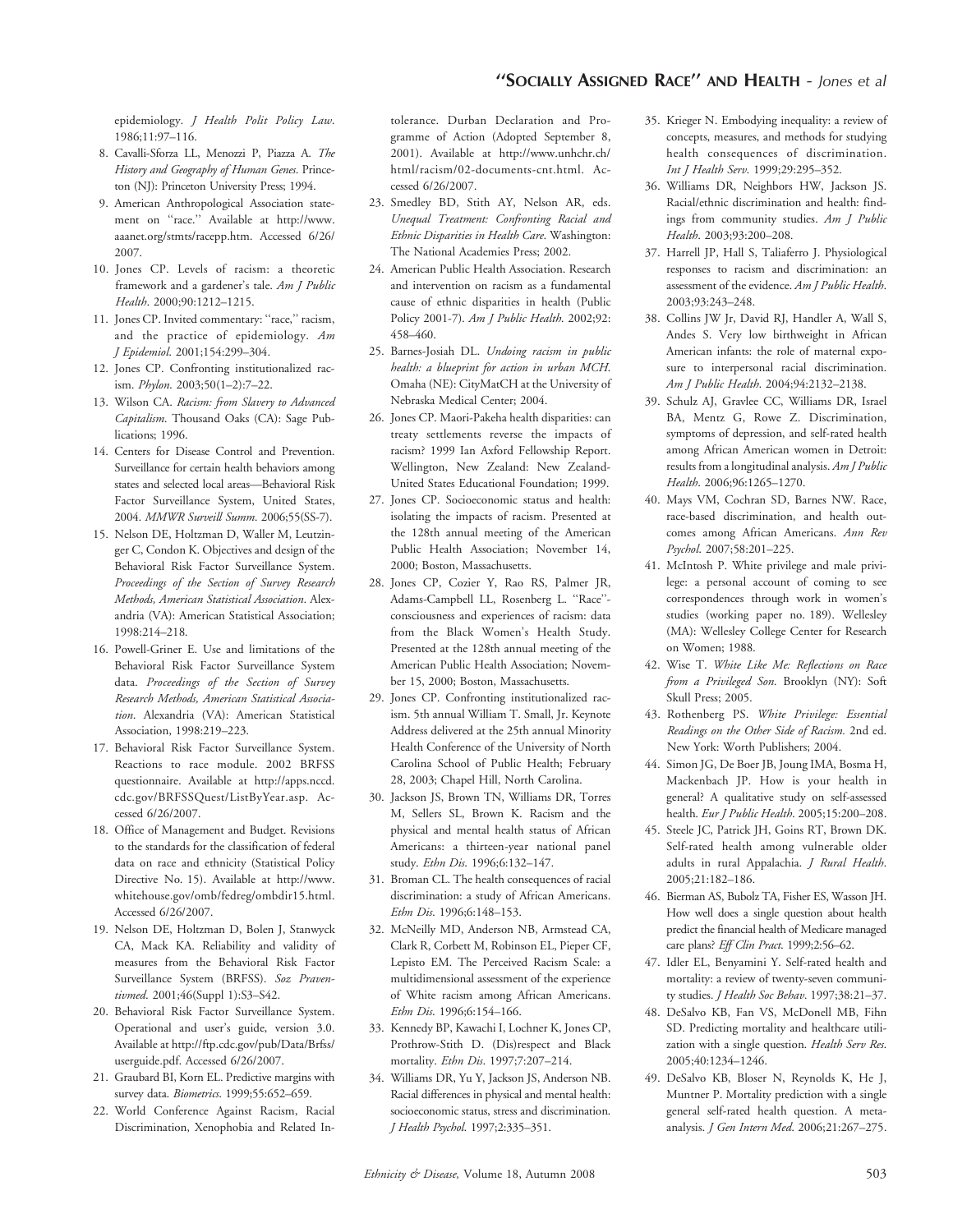epidemiology. *J Health Polit Policy Law*. 1986;11:97–116.

8. Cavalli-Sforza LL, Menozzi P, Piazza A. *The History and Geography of Human Genes*. Princeton (NJ): Princeton University Press; 1994.
9. American Anthropological Association statement on ''race.'' Available at http://www.aaanet.org/stmts/racepp.htm. Accessed 6/26/2007.
10. Jones CP. Levels of racism: a theoretic framework and a gardener's tale. *Am J Public Health*. 2000;90:1212–1215.
11. Jones CP. Invited commentary: ''race,'' racism, and the practice of epidemiology. *Am J Epidemiol*. 2001;154:299–304.
12. Jones CP. Confronting institutionalized racism. *Phylon*. 2003;50(1–2):7–22.
13. Wilson CA. *Racism: from Slavery to Advanced Capitalism*. Thousand Oaks (CA): Sage Publications; 1996.
14. Centers for Disease Control and Prevention. Surveillance for certain health behaviors among states and selected local areas—Behavioral Risk Factor Surveillance System, United States, 2004. *MMWR Surveill Summ*. 2006;55(SS-7).
15. Nelson DE, Holtzman D, Waller M, Leutzinger C, Condon K. Objectives and design of the Behavioral Risk Factor Surveillance System. *Proceedings of the Section of Survey Research Methods, American Statistical Association*. Alexandria (VA): American Statistical Association; 1998:214–218.
16. Powell-Griner E. Use and limitations of the Behavioral Risk Factor Surveillance System data. *Proceedings of the Section of Survey Research Methods, American Statistical Association*. Alexandria (VA): American Statistical Association, 1998:219–223.
17. Behavioral Risk Factor Surveillance System. Reactions to race module. 2002 BRFSS questionnaire. Available at http://apps.nccd.cdc.gov/BRFSSQuest/ListByYear.asp. Accessed 6/26/2007.
18. Office of Management and Budget. Revisions to the standards for the classification of federal data on race and ethnicity (Statistical Policy Directive No. 15). Available at http://www.whitehouse.gov/omb/fedreg/ombdir15.html. Accessed 6/26/2007.
19. Nelson DE, Holtzman D, Bolen J, Stanwyck CA, Mack KA. Reliability and validity of measures from the Behavioral Risk Factor Surveillance System (BRFSS). *Soz Praventivmed*. 2001;46(Suppl 1):S3–S42.
20. Behavioral Risk Factor Surveillance System. Operational and user's guide, version 3.0. Available at http://ftp.cdc.gov/pub/Data/Brfss/userguide.pdf. Accessed 6/26/2007.
21. Graubard BI, Korn EL. Predictive margins with survey data. *Biometrics*. 1999;55:652–659.
22. World Conference Against Racism, Racial Discrimination, Xenophobia and Related Intolerance. Durban Declaration and Programme of Action (Adopted September 8, 2001). Available at http://www.unhchr.ch/html/racism/02-documents-cnt.html. Accessed 6/26/2007.
23. Smedley BD, Stith AY, Nelson AR, eds. *Unequal Treatment: Confronting Racial and Ethnic Disparities in Health Care*. Washington: The National Academies Press; 2002.
24. American Public Health Association. Research and intervention on racism as a fundamental cause of ethnic disparities in health (Public Policy 2001-7). *Am J Public Health*. 2002;92:458–460.
25. Barnes-Josiah DL. *Undoing racism in public health: a blueprint for action in urban MCH*. Omaha (NE): CityMatCH at the University of Nebraska Medical Center; 2004.
26. Jones CP. Maori-Pakeha health disparities: can treaty settlements reverse the impacts of racism? 1999 Ian Axford Fellowship Report. Wellington, New Zealand: New Zealand-United States Educational Foundation; 1999.
27. Jones CP. Socioeconomic status and health: isolating the impacts of racism. Presented at the 128th annual meeting of the American Public Health Association; November 14, 2000; Boston, Massachusetts.
28. Jones CP, Cozier Y, Rao RS, Palmer JR, Adams-Campbell LL, Rosenberg L. ''Race''-consciousness and experiences of racism: data from the Black Women's Health Study. Presented at the 128th annual meeting of the American Public Health Association; November 15, 2000; Boston, Massachusetts.
29. Jones CP. Confronting institutionalized racism. 5th annual William T. Small, Jr. Keynote Address delivered at the 25th annual Minority Health Conference of the University of North Carolina School of Public Health; February 28, 2003; Chapel Hill, North Carolina.
30. Jackson JS, Brown TN, Williams DR, Torres M, Sellers SL, Brown K. Racism and the physical and mental health status of African Americans: a thirteen-year national panel study. *Ethn Dis*. 1996;6:132–147.
31. Broman CL. The health consequences of racial discrimination: a study of African Americans. *Ethn Dis*. 1996;6:148–153.
32. McNeilly MD, Anderson NB, Armstead CA, Clark R, Corbett M, Robinson EL, Pieper CF, Lepisto EM. The Perceived Racism Scale: a multidimensional assessment of the experience of White racism among African Americans. *Ethn Dis*. 1996;6:154–166.
33. Kennedy BP, Kawachi I, Lochner K, Jones CP, Prothrow-Stith D. (Dis)respect and Black mortality. *Ethn Dis*. 1997;7:207–214.
34. Williams DR, Yu Y, Jackson JS, Anderson NB. Racial differences in physical and mental health: socioeconomic status, stress and discrimination. *J Health Psychol*. 1997;2:335–351.
35. Krieger N. Embodying inequality: a review of concepts, measures, and methods for studying health consequences of discrimination. *Int J Health Serv*. 1999;29:295–352.
36. Williams DR, Neighbors HW, Jackson JS. Racial/ethnic discrimination and health: findings from community studies. *Am J Public Health*. 2003;93:200–208.
37. Harrell JP, Hall S, Taliaferro J. Physiological responses to racism and discrimination: an assessment of the evidence. *Am J Public Health*. 2003;93:243–248.
38. Collins JW Jr, David RJ, Handler A, Wall S, Andes S. Very low birthweight in African American infants: the role of maternal exposure to interpersonal racial discrimination. *Am J Public Health*. 2004;94:2132–2138.
39. Schulz AJ, Gravlee CC, Williams DR, Israel BA, Mentz G, Rowe Z. Discrimination, symptoms of depression, and self-rated health among African American women in Detroit: results from a longitudinal analysis. *Am J Public Health*. 2006;96:1265–1270.
40. Mays VM, Cochran SD, Barnes NW. Race, race-based discrimination, and health outcomes among African Americans. *Ann Rev Psychol*. 2007;58:201–225.
41. McIntosh P. White privilege and male privilege: a personal account of coming to see correspondences through work in women's studies (working paper no. 189). Wellesley (MA): Wellesley College Center for Research on Women; 1988.
42. Wise T. *White Like Me: Reflections on Race from a Privileged Son*. Brooklyn (NY): Soft Skull Press; 2005.
43. Rothenberg PS. *White Privilege: Essential Readings on the Other Side of Racism*. 2nd ed. New York: Worth Publishers; 2004.
44. Simon JG, De Boer JB, Joung IMA, Bosma H, Mackenbach JP. How is your health in general? A qualitative study on self-assessed health. *Eur J Public Health*. 2005;15:200–208.
45. Steele JC, Patrick JH, Goins RT, Brown DK. Self-rated health among vulnerable older adults in rural Appalachia. *J Rural Health*. 2005;21:182–186.
46. Bierman AS, Bubolz TA, Fisher ES, Wasson JH. How well does a single question about health predict the financial health of Medicare managed care plans? *Eff Clin Pract*. 1999;2:56–62.
47. Idler EL, Benyamini Y. Self-rated health and mortality: a review of twenty-seven community studies. *J Health Soc Behav*. 1997;38:21–37.
48. DeSalvo KB, Fan VS, McDonell MB, Fihn SD. Predicting mortality and healthcare utilization with a single question. *Health Serv Res*. 2005;40:1234–1246.
49. DeSalvo KB, Bloser N, Reynolds K, He J, Muntner P. Mortality prediction with a single general self-rated health question. A meta-analysis. *J Gen Intern Med*. 2006;21:267–275.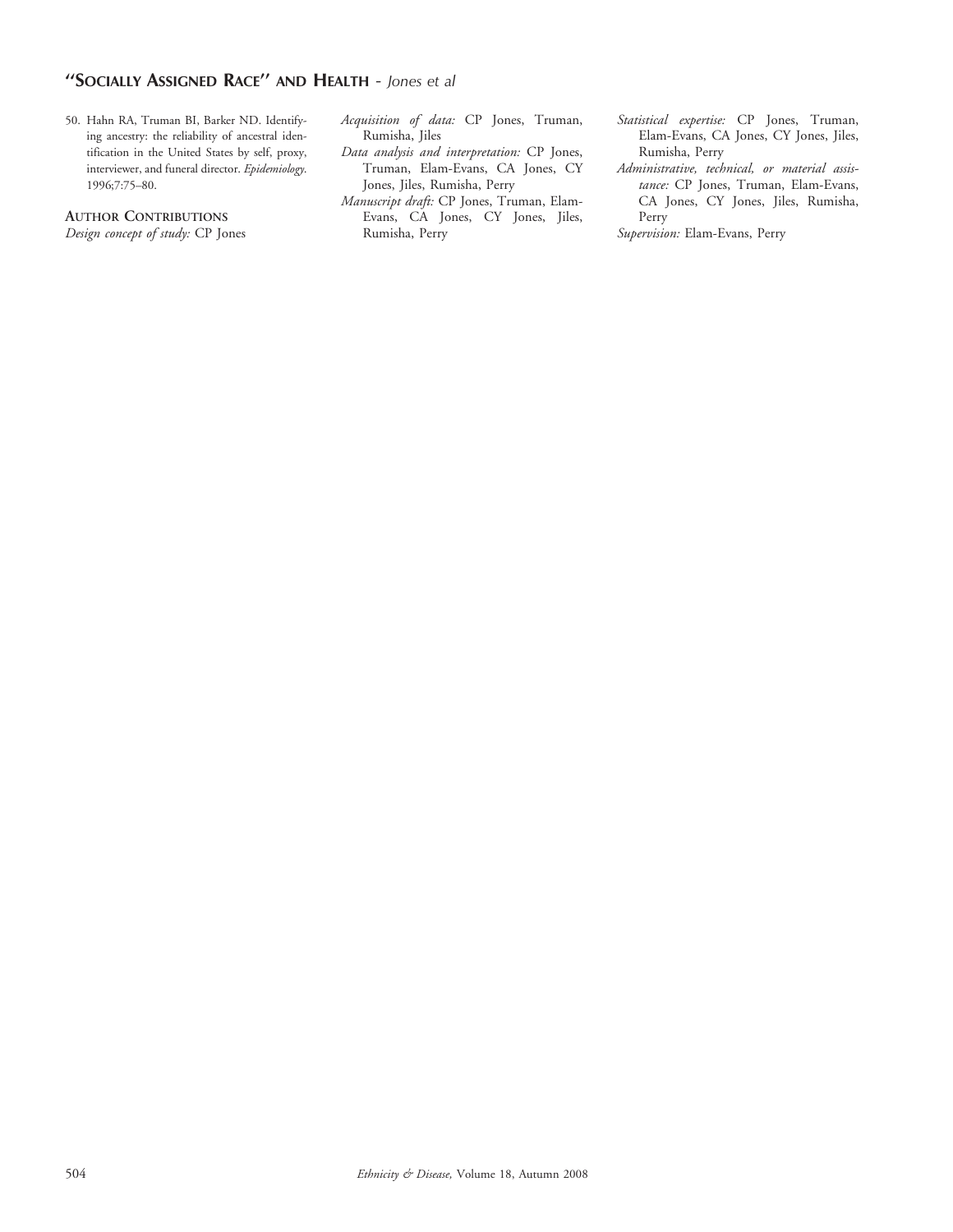50. Hahn RA, Truman BI, Barker ND. Identifying ancestry: the reliability of ancestral identification in the United States by self, proxy, interviewer, and funeral director. *Epidemiology*. 1996;7:75–80.

## Author Contributions

*Design concept of study:* CP Jones

*Acquisition of data:* CP Jones, Truman, Rumisha, Jiles

*Data analysis and interpretation:* CP Jones, Truman, Elam-Evans, CA Jones, CY Jones, Jiles, Rumisha, Perry

*Manuscript draft:* CP Jones, Truman, Elam-Evans, CA Jones, CY Jones, Jiles, Rumisha, Perry

*Statistical expertise:* CP Jones, Truman, Elam-Evans, CA Jones, CY Jones, Jiles, Rumisha, Perry

*Administrative, technical, or material assistance:* CP Jones, Truman, Elam-Evans, CA Jones, CY Jones, Jiles, Rumisha, Perry

*Supervision:* Elam-Evans, Perry